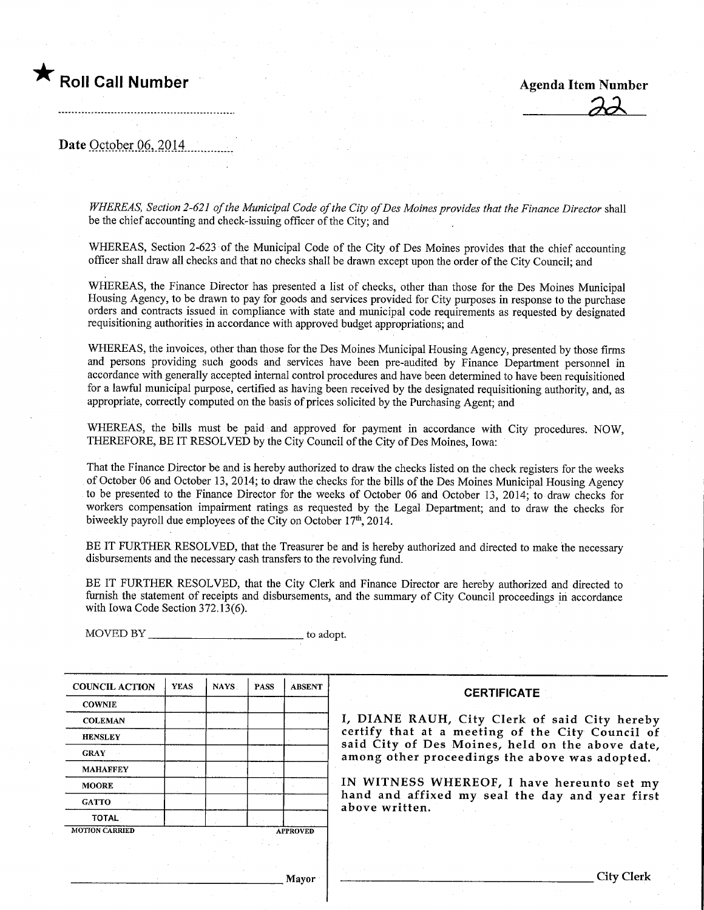★ **Roll Call Number**

..........................................................

**Agenda Item Number**

22

Date October 06, 2014

*WHEREAS, Section 2-621 of the Municipal Code of the City of Des Moines provides that the Finance Director* shall be the chief accounting and check-issuing officer of the City; and

WHEREAS, Section 2-623 of the Municipal Code of the City of Des Moines provides that the chief accounting officer shall draw all checks and that no checks shall be drawn except upon the order of the City Council; and

WHEREAS, the Finance Director has presented a list of checks, other than those for the Des Moines Municipal Housing Agency, to be drawn to pay for goods and services provided for City purposes in response to the purchase orders and contracts issued in compliance with state and municipal code requirements as requested by designated requisitioning authorities in accordance with approved budget appropriations; and

WHEREAS, the invoices, other than those for the Des Moines Municipal Housing Agency, presented by those firms and persons providing such goods and services have been pre-audited by Finance Department personnel in accordance with generally accepted internal control procedures and have been determined to have been requisitioned for a lawful municipal purpose, certified as having been received by the designated requisitioning authority, and, as appropriate, correctly computed on the basis of prices solicited by the Purchasing Agent; and

WHEREAS, the bills must be paid and approved for payment in accordance with City procedures. NOW, THEREFORE, BE IT RESOLVED by the City Council of the City of Des Moines, Iowa:

That the Finance Director be and is hereby authorized to draw the checks listed on the check registers for the weeks of October 06 and October 13, 2014; to draw the checks for the bills of the Des Moines Municipal Housing Agency to be presented to the Finance Director for the weeks of October 06 and October 13, 2014; to draw checks for workers compensation impairment ratings as requested by the Legal Department; and to draw the checks for biweekly payroll due employees of the City on October 17th, 2014.

BE IT FURTHER RESOLVED, that the Treasurer be and is hereby authorized and directed to make the necessary disbursements and the necessary cash transfers to the revolving fund.

BE IT FURTHER RESOLVED, that the City Clerk and Finance Director are hereby authorized and directed to furnish the statement of receipts and disbursements, and the summary of City Council proceedings in accordance with Iowa Code Section 372.13(6).

MOVED BY __________________________ to adopt.

| COUNCIL ACTION | YEAS | NAYS | PASS | ABSENT |
|---|---|---|---|---|
| COWNIE | | | | |
| COLEMAN | | | | |
| HENSLEY | | | | |
| GRAY | | | | |
| MAHAFFEY | | | | |
| MOORE | | | | |
| GATTO | | | | |
| TOTAL | | | | |

MOTION CARRIED APPROVED

__________________________ Mayor

**CERTIFICATE**

I, DIANE RAUH, City Clerk of said City hereby certify that at a meeting of the City Council of said City of Des Moines, held on the above date, among other proceedings the above was adopted.

IN WITNESS WHEREOF, I have hereunto set my hand and affixed my seal the day and year first above written.

__________________________ City Clerk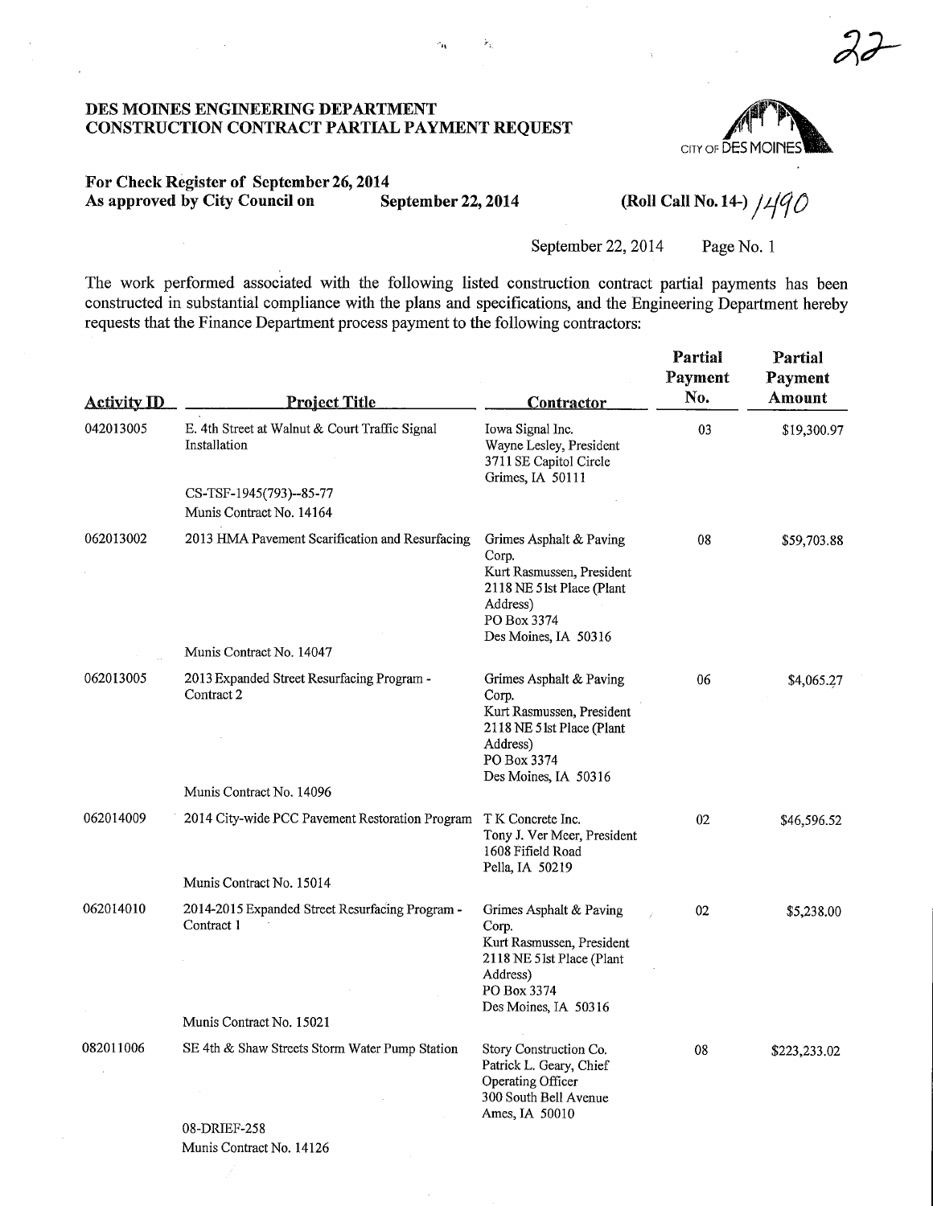22

**DES MOINES ENGINEERING DEPARTMENT**
**CONSTRUCTION CONTRACT PARTIAL PAYMENT REQUEST**

CITY OF DES MOINES

**For Check Register of September 26, 2014**
**As approved by City Council on September 22, 2014**

**(Roll Call No. 14-)** 1490

September 22, 2014 Page No. 1

The work performed associated with the following listed construction contract partial payments has been constructed in substantial compliance with the plans and specifications, and the Engineering Department hereby requests that the Finance Department process payment to the following contractors:

| Activity ID | Project Title | Contractor | Partial Payment No. | Partial Payment Amount |
|---|---|---|---|---|
| 042013005 | E. 4th Street at Walnut & Court Traffic Signal Installation<br>CS-TSF-1945(793)--85-77<br>Munis Contract No. 14164 | Iowa Signal Inc.<br>Wayne Lesley, President<br>3711 SE Capitol Circle<br>Grimes, IA 50111 | 03 | $19,300.97 |
| 062013002 | 2013 HMA Pavement Scarification and Resurfacing<br>Munis Contract No. 14047 | Grimes Asphalt & Paving Corp.<br>Kurt Rasmussen, President<br>2118 NE 51st Place (Plant Address)<br>PO Box 3374<br>Des Moines, IA 50316 | 08 | $59,703.88 |
| 062013005 | 2013 Expanded Street Resurfacing Program - Contract 2<br>Munis Contract No. 14096 | Grimes Asphalt & Paving Corp.<br>Kurt Rasmussen, President<br>2118 NE 51st Place (Plant Address)<br>PO Box 3374<br>Des Moines, IA 50316 | 06 | $4,065.27 |
| 062014009 | 2014 City-wide PCC Pavement Restoration Program<br>Munis Contract No. 15014 | T K Concrete Inc.<br>Tony J. Ver Meer, President<br>1608 Fifield Road<br>Pella, IA 50219 | 02 | $46,596.52 |
| 062014010 | 2014-2015 Expanded Street Resurfacing Program - Contract 1<br>Munis Contract No. 15021 | Grimes Asphalt & Paving Corp.<br>Kurt Rasmussen, President<br>2118 NE 51st Place (Plant Address)<br>PO Box 3374<br>Des Moines, IA 50316 | 02 | $5,238.00 |
| 082011006 | SE 4th & Shaw Streets Storm Water Pump Station<br>08-DRIEF-258<br>Munis Contract No. 14126 | Story Construction Co.<br>Patrick L. Geary, Chief Operating Officer<br>300 South Bell Avenue<br>Ames, IA 50010 | 08 | $223,233.02 |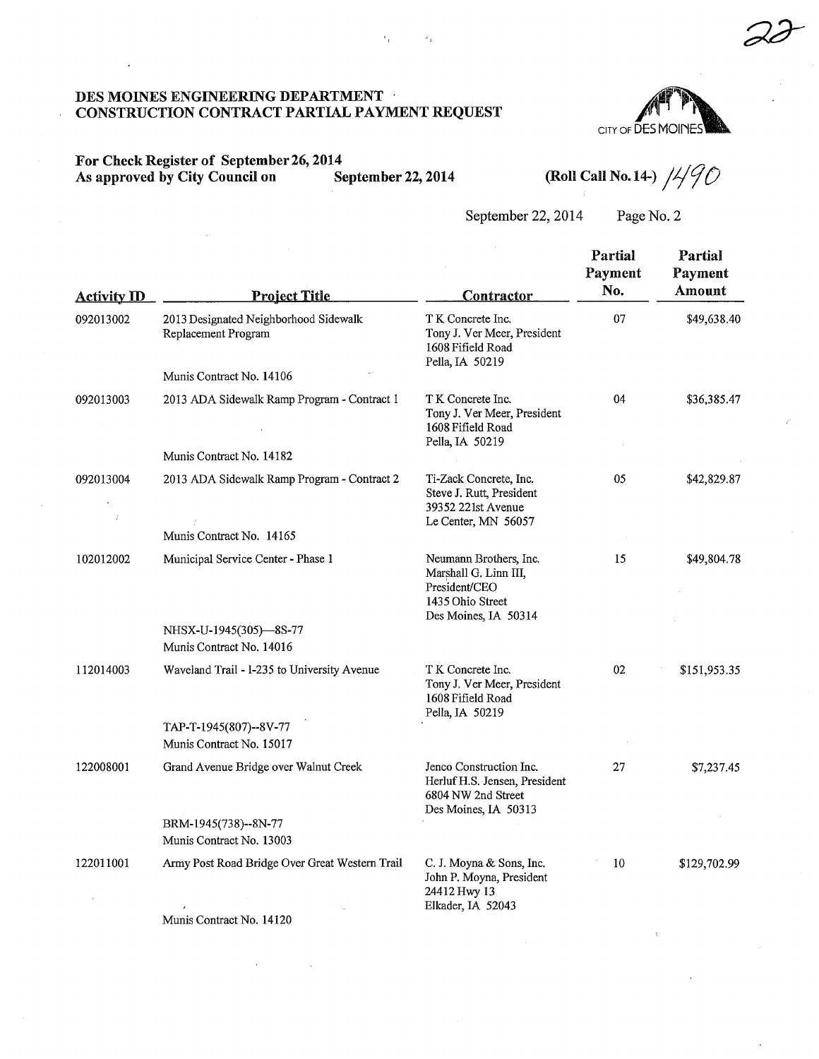**DES MOINES ENGINEERING DEPARTMENT**
**CONSTRUCTION CONTRACT PARTIAL PAYMENT REQUEST**

CITY OF DES MOINES

**For Check Register of September 26, 2014**
**As approved by City Council on September 22, 2014**

**(Roll Call No. 14-)** 1490

September 22, 2014 Page No. 2

| Activity ID | Project Title | Contractor | Partial Payment No. | Partial Payment Amount |
|---|---|---|---|---|
| 092013002 | 2013 Designated Neighborhood Sidewalk Replacement Program<br><br>Munis Contract No. 14106 | T K Concrete Inc.<br>Tony J. Ver Meer, President<br>1608 Fifield Road<br>Pella, IA 50219 | 07 | $49,638.40 |
| 092013003 | 2013 ADA Sidewalk Ramp Program - Contract 1<br><br>Munis Contract No. 14182 | T K Concrete Inc.<br>Tony J. Ver Meer, President<br>1608 Fifield Road<br>Pella, IA 50219 | 04 | $36,385.47 |
| 092013004 | 2013 ADA Sidewalk Ramp Program - Contract 2<br><br>Munis Contract No. 14165 | Ti-Zack Concrete, Inc.<br>Steve J. Rutt, President<br>39352 221st Avenue<br>Le Center, MN 56057 | 05 | $42,829.87 |
| 102012002 | Municipal Service Center - Phase 1<br><br>NHSX-U-1945(305)—8S-77<br>Munis Contract No. 14016 | Neumann Brothers, Inc.<br>Marshall G. Linn III, President/CEO<br>1435 Ohio Street<br>Des Moines, IA 50314 | 15 | $49,804.78 |
| 112014003 | Waveland Trail - I-235 to University Avenue<br><br>TAP-T-1945(807)--8V-77<br>Munis Contract No. 15017 | T K Concrete Inc.<br>Tony J. Ver Meer, President<br>1608 Fifield Road<br>Pella, IA 50219 | 02 | $151,953.35 |
| 122008001 | Grand Avenue Bridge over Walnut Creek<br><br>BRM-1945(738)--8N-77<br>Munis Contract No. 13003 | Jenco Construction Inc.<br>Herluf H.S. Jensen, President<br>6804 NW 2nd Street<br>Des Moines, IA 50313 | 27 | $7,237.45 |
| 122011001 | Army Post Road Bridge Over Great Western Trail<br><br>Munis Contract No. 14120 | C. J. Moyna & Sons, Inc.<br>John P. Moyna, President<br>24412 Hwy 13<br>Elkader, IA 52043 | 10 | $129,702.99 |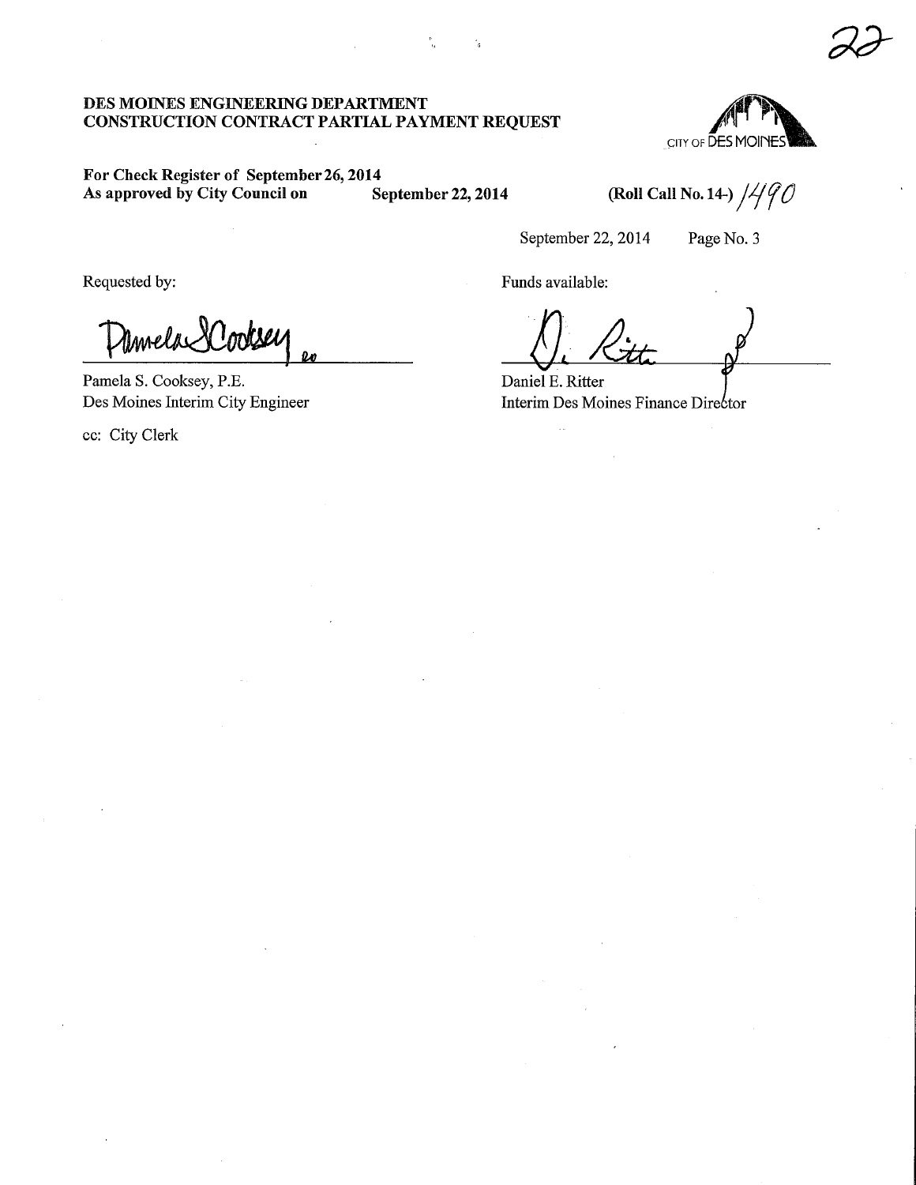22

**DES MOINES ENGINEERING DEPARTMENT**
**CONSTRUCTION CONTRACT PARTIAL PAYMENT REQUEST**

CITY OF DES MOINES

**For Check Register of September 26, 2014**
**As approved by City Council on September 22, 2014**

**(Roll Call No. 14-)** 1490

September 22, 2014 Page No. 3

Requested by:

Pamela S Cooksey

Pamela S. Cooksey, P.E.
Des Moines Interim City Engineer

cc: City Clerk

Funds available:

D. Ritter

Daniel E. Ritter
Interim Des Moines Finance Director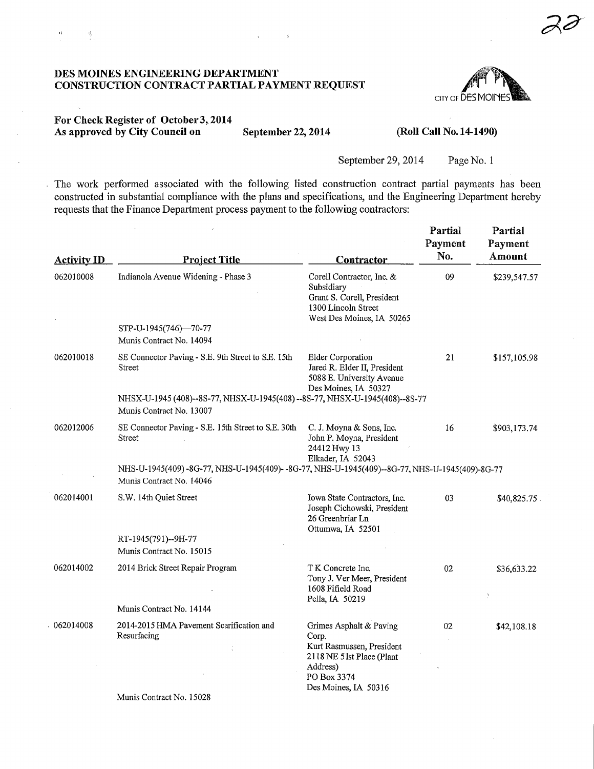# DES MOINES ENGINEERING DEPARTMENT
# CONSTRUCTION CONTRACT PARTIAL PAYMENT REQUEST

**For Check Register of October 3, 2014**
**As approved by City Council on September 22, 2014 (Roll Call No. 14-1490)**

September 29, 2014 Page No. 1

The work performed associated with the following listed construction contract partial payments has been constructed in substantial compliance with the plans and specifications, and the Engineering Department hereby requests that the Finance Department process payment to the following contractors:

| Activity ID | Project Title | Contractor | Partial Payment No. | Partial Payment Amount |
|---|---|---|---|---|
| 062010008 | Indianola Avenue Widening - Phase 3<br>STP-U-1945(746)—70-77<br>Munis Contract No. 14094 | Corell Contractor, Inc. & Subsidiary<br>Grant S. Corell, President<br>1300 Lincoln Street<br>West Des Moines, IA 50265 | 09 | $239,547.57 |
| 062010018 | SE Connector Paving - S.E. 9th Street to S.E. 15th Street<br>NHSX-U-1945 (408)--8S-77, NHSX-U-1945(408) --8S-77, NHSX-U-1945(408)--8S-77<br>Munis Contract No. 13007 | Elder Corporation<br>Jared R. Elder II, President<br>5088 E. University Avenue<br>Des Moines, IA 50327 | 21 | $157,105.98 |
| 062012006 | SE Connector Paving - S.E. 15th Street to S.E. 30th Street<br>NHS-U-1945(409) -8G-77, NHS-U-1945(409)- -8G-77, NHS-U-1945(409)--8G-77, NHS-U-1945(409)-8G-77<br>Munis Contract No. 14046 | C. J. Moyna & Sons, Inc.<br>John P. Moyna, President<br>24412 Hwy 13<br>Elkader, IA 52043 | 16 | $903,173.74 |
| 062014001 | S.W. 14th Quiet Street<br>RT-1945(791)--9H-77<br>Munis Contract No. 15015 | Iowa State Contractors, Inc.<br>Joseph Cichowski, President<br>26 Greenbriar Ln<br>Ottumwa, IA 52501 | 03 | $40,825.75 |
| 062014002 | 2014 Brick Street Repair Program<br>Munis Contract No. 14144 | T K Concrete Inc.<br>Tony J. Ver Meer, President<br>1608 Fifield Road<br>Pella, IA 50219 | 02 | $36,633.22 |
| 062014008 | 2014-2015 HMA Pavement Scarification and Resurfacing<br>Munis Contract No. 15028 | Grimes Asphalt & Paving Corp.<br>Kurt Rasmussen, President<br>2118 NE 51st Place (Plant Address)<br>PO Box 3374<br>Des Moines, IA 50316 | 02 | $42,108.18 |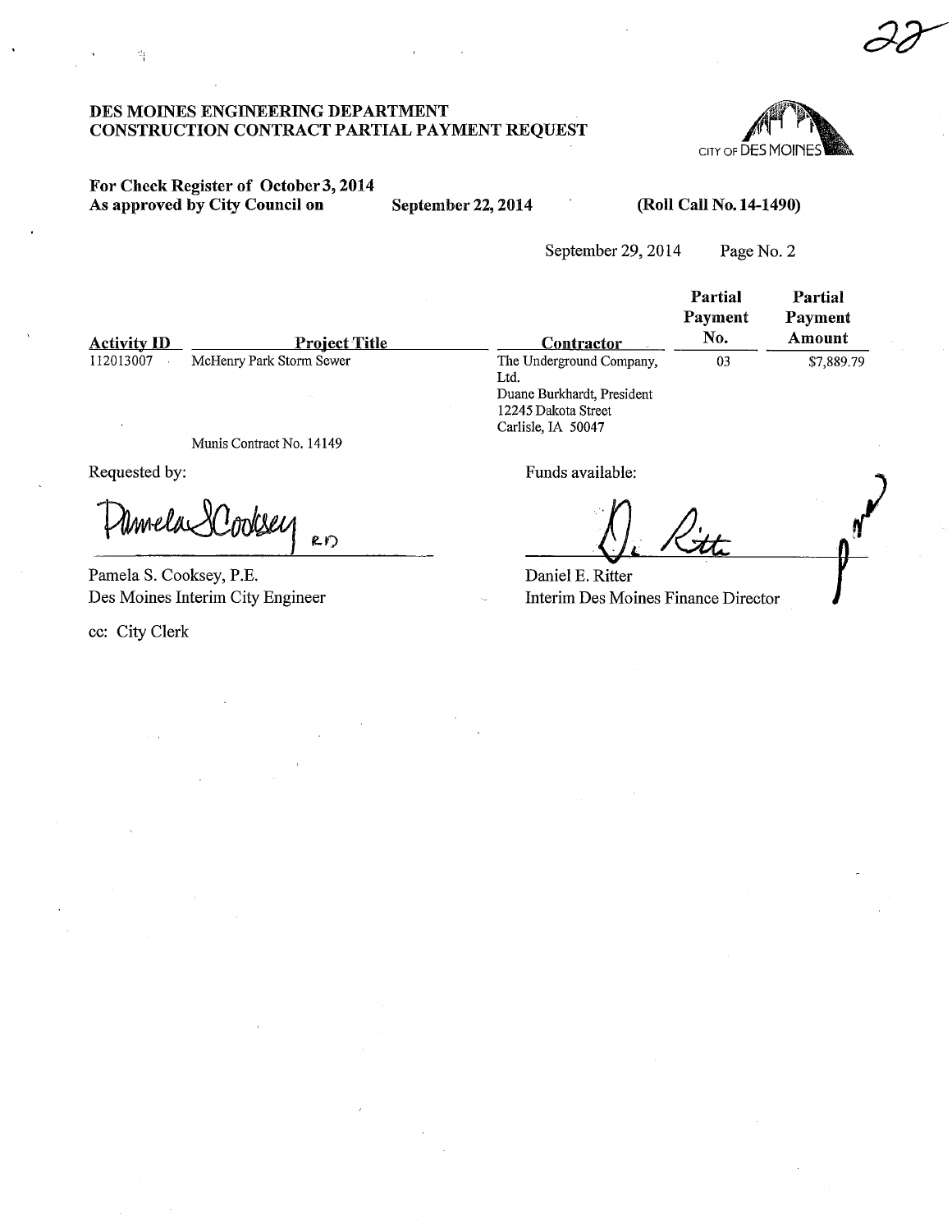**DES MOINES ENGINEERING DEPARTMENT**
**CONSTRUCTION CONTRACT PARTIAL PAYMENT REQUEST**

CITY OF DES MOINES

**For Check Register of October 3, 2014**
**As approved by City Council on September 22, 2014 (Roll Call No. 14-1490)**

September 29, 2014 Page No. 2

| Activity ID | Project Title | Contractor | Partial Payment No. | Partial Payment Amount |
|---|---|---|---|---|
| 112013007 | McHenry Park Storm Sewer<br><br>Munis Contract No. 14149 | The Underground Company, Ltd.<br>Duane Burkhardt, President<br>12245 Dakota Street<br>Carlisle, IA 50047 | 03 | $7,889.79 |

Requested by:

Pamela S. Cooksey, P.E.
Des Moines Interim City Engineer

Funds available:

Daniel E. Ritter
Interim Des Moines Finance Director

cc: City Clerk